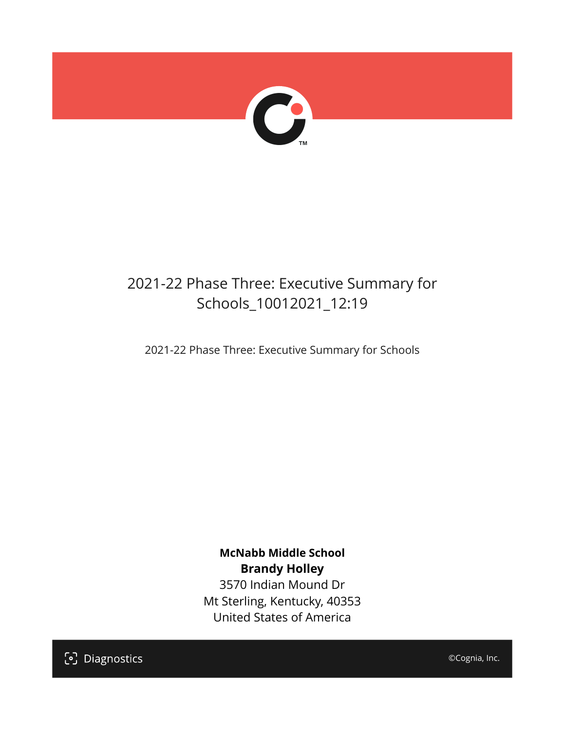# 2021-22 Phase Three: Executive Summary for Schools_10012021_12:19

2021-22 Phase Three: Executive Summary for Schools

**McNabb Middle School**
**Brandy Holley**
3570 Indian Mound Dr
Mt Sterling, Kentucky, 40353
United States of America

Diagnostics

©Cognia, Inc.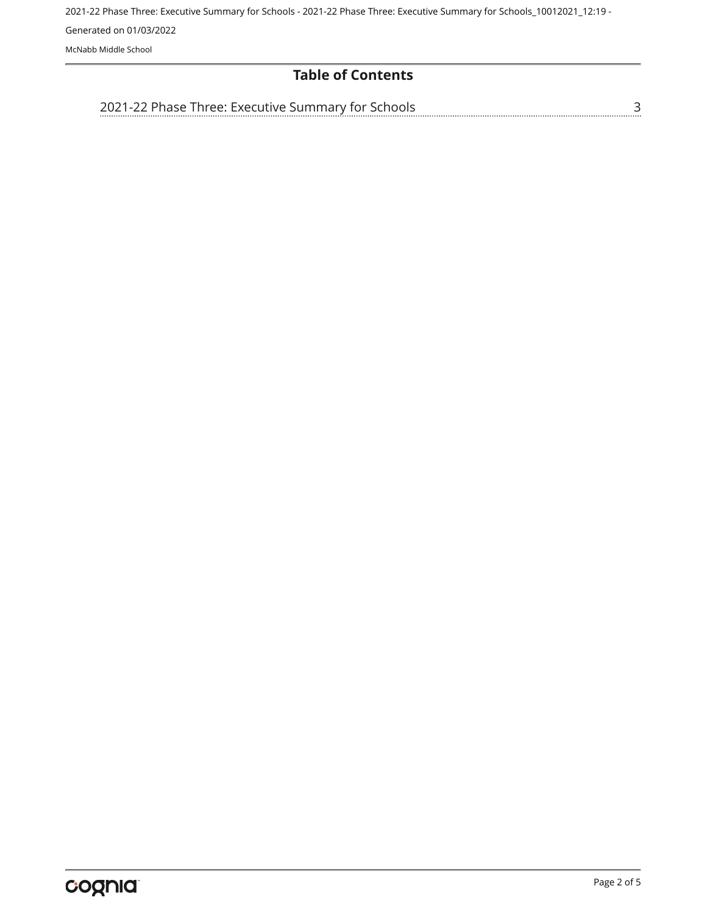# Table of Contents

2021-22 Phase Three: Executive Summary for Schools ........ 3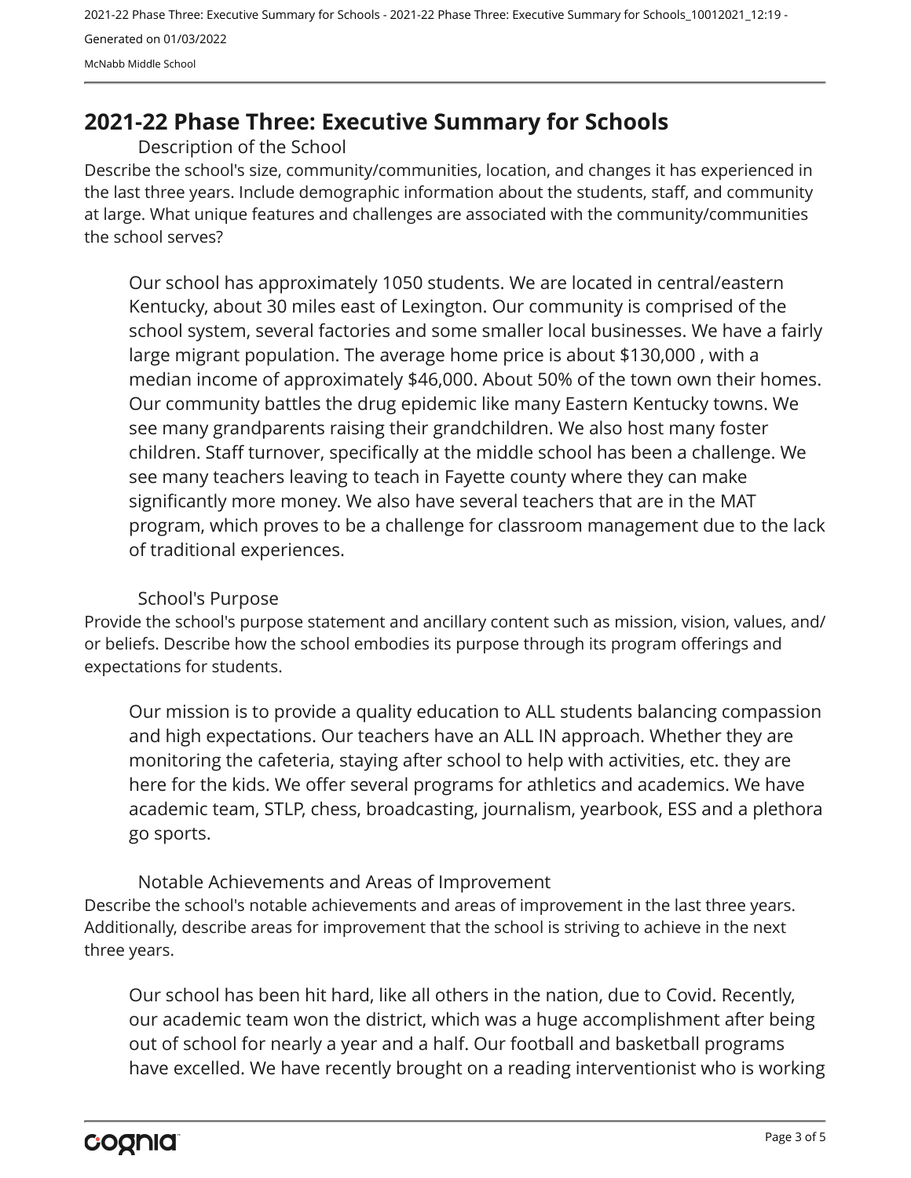## 2021-22 Phase Three: Executive Summary for Schools

### Description of the School

Describe the school's size, community/communities, location, and changes it has experienced in the last three years. Include demographic information about the students, staff, and community at large. What unique features and challenges are associated with the community/communities the school serves?

Our school has approximately 1050 students. We are located in central/eastern Kentucky, about 30 miles east of Lexington. Our community is comprised of the school system, several factories and some smaller local businesses. We have a fairly large migrant population. The average home price is about $130,000 , with a median income of approximately $46,000. About 50% of the town own their homes. Our community battles the drug epidemic like many Eastern Kentucky towns. We see many grandparents raising their grandchildren. We also host many foster children. Staff turnover, specifically at the middle school has been a challenge. We see many teachers leaving to teach in Fayette county where they can make significantly more money. We also have several teachers that are in the MAT program, which proves to be a challenge for classroom management due to the lack of traditional experiences.

### School's Purpose

Provide the school's purpose statement and ancillary content such as mission, vision, values, and/or beliefs. Describe how the school embodies its purpose through its program offerings and expectations for students.

Our mission is to provide a quality education to ALL students balancing compassion and high expectations. Our teachers have an ALL IN approach. Whether they are monitoring the cafeteria, staying after school to help with activities, etc. they are here for the kids. We offer several programs for athletics and academics. We have academic team, STLP, chess, broadcasting, journalism, yearbook, ESS and a plethora go sports.

### Notable Achievements and Areas of Improvement

Describe the school's notable achievements and areas of improvement in the last three years. Additionally, describe areas for improvement that the school is striving to achieve in the next three years.

Our school has been hit hard, like all others in the nation, due to Covid. Recently, our academic team won the district, which was a huge accomplishment after being out of school for nearly a year and a half. Our football and basketball programs have excelled. We have recently brought on a reading interventionist who is working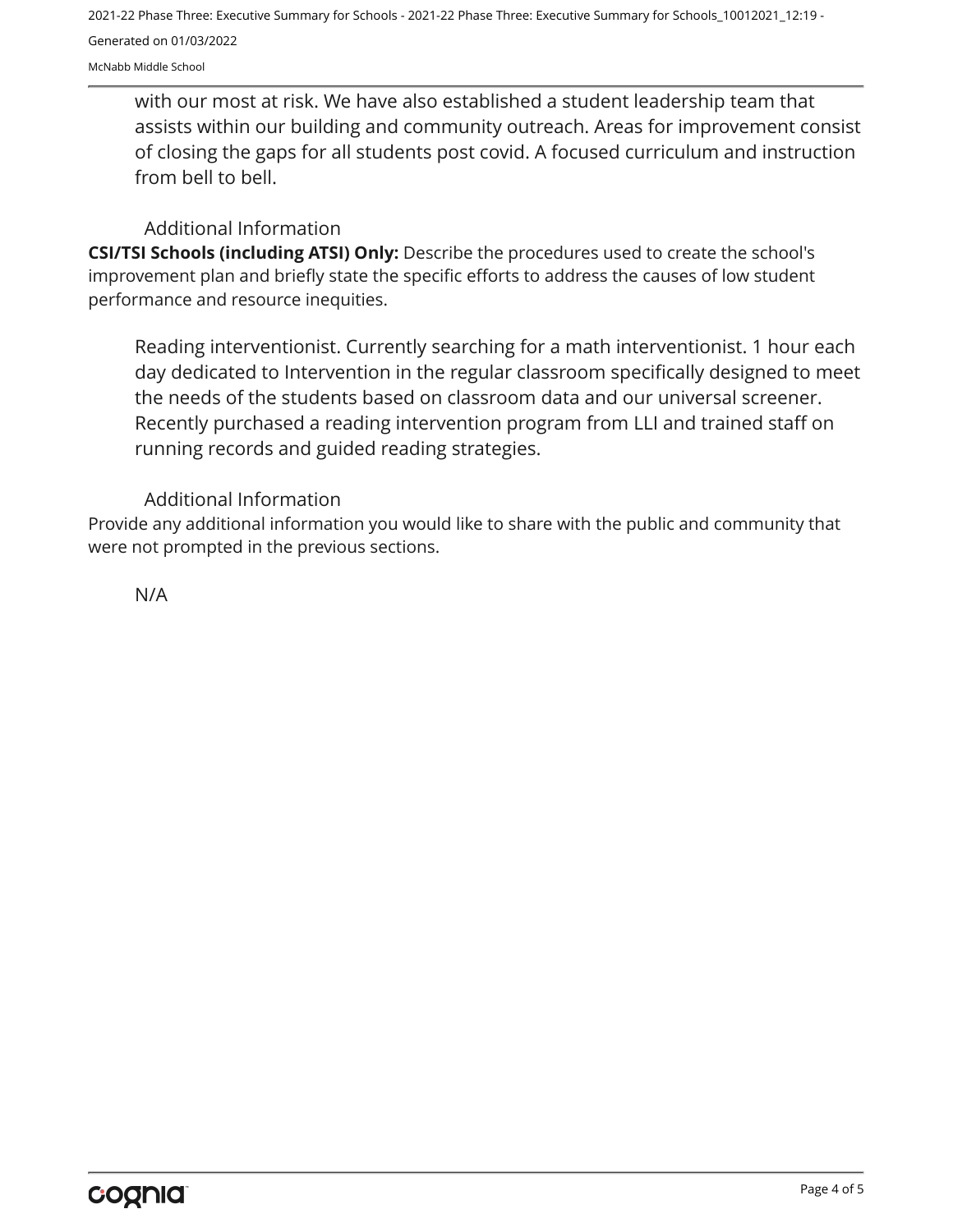with our most at risk. We have also established a student leadership team that assists within our building and community outreach. Areas for improvement consist of closing the gaps for all students post covid. A focused curriculum and instruction from bell to bell.

### Additional Information

**CSI/TSI Schools (including ATSI) Only:** Describe the procedures used to create the school's improvement plan and briefly state the specific efforts to address the causes of low student performance and resource inequities.

Reading interventionist. Currently searching for a math interventionist. 1 hour each day dedicated to Intervention in the regular classroom specifically designed to meet the needs of the students based on classroom data and our universal screener. Recently purchased a reading intervention program from LLI and trained staff on running records and guided reading strategies.

### Additional Information

Provide any additional information you would like to share with the public and community that were not prompted in the previous sections.

N/A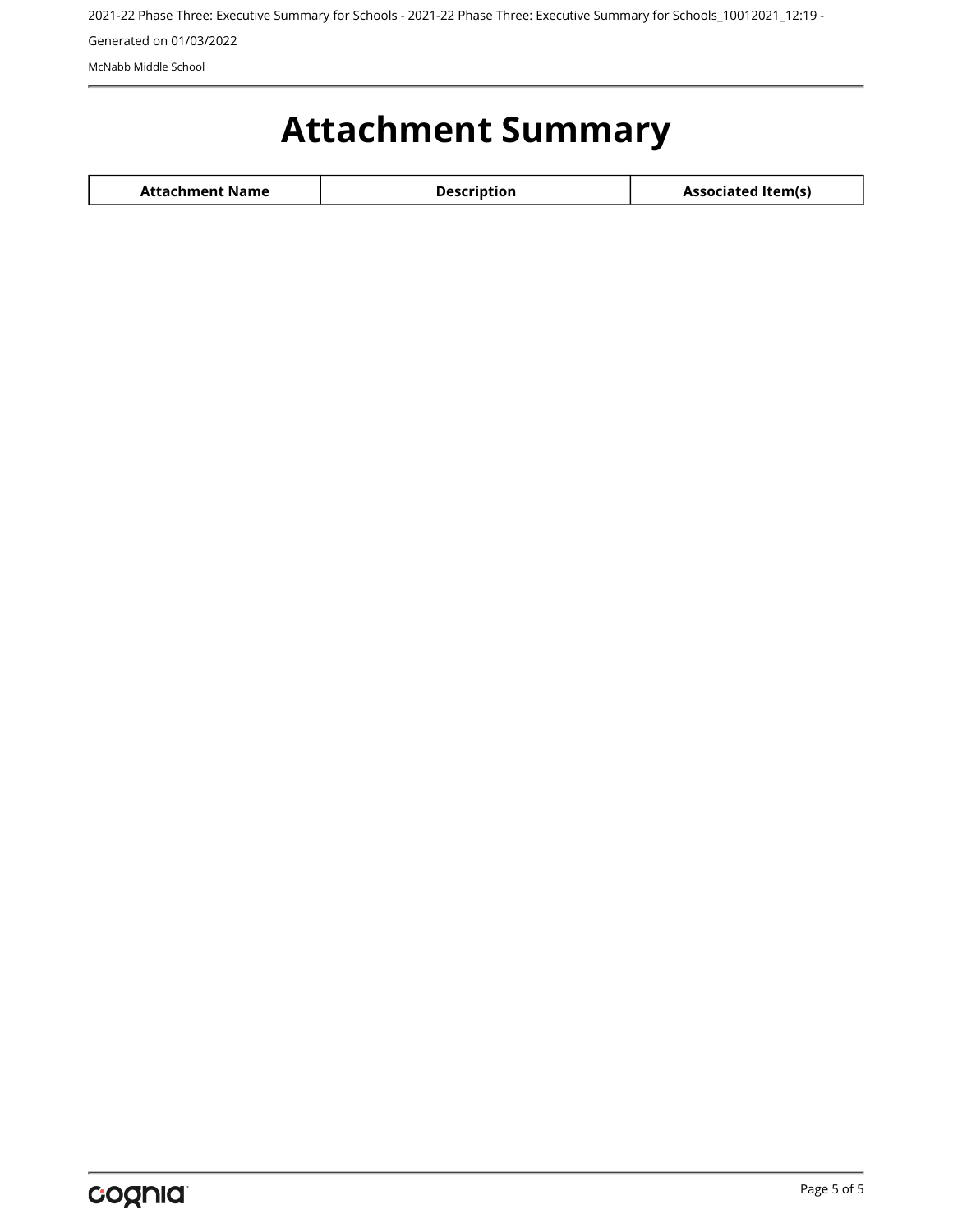# Attachment Summary

| Attachment Name | Description | Associated Item(s) |
| --- | --- | --- |